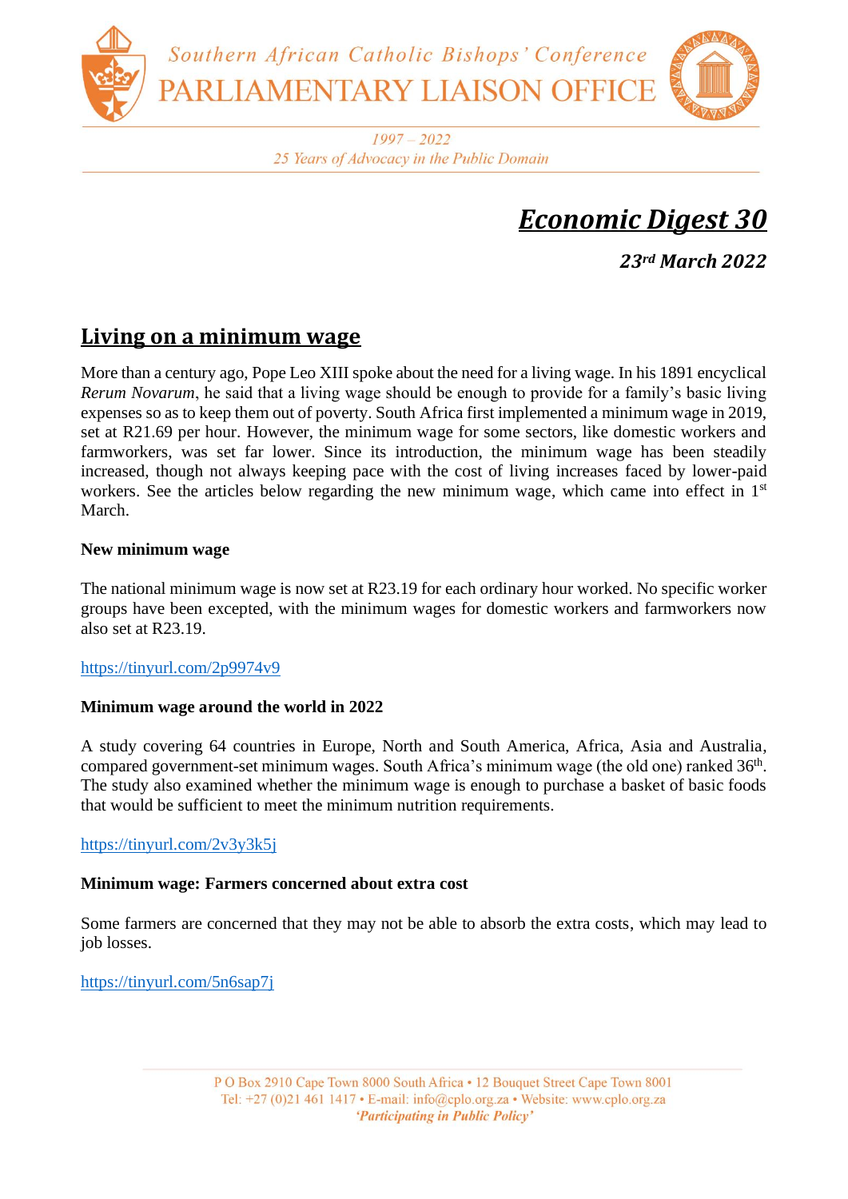Southern African Catholic Bishops' Conference
PARLIAMENTARY LIAISON OFFICE

1997 – 2022
25 Years of Advocacy in the Public Domain

# *Economic Digest 30*

***23rd March 2022***

## Living on a minimum wage

More than a century ago, Pope Leo XIII spoke about the need for a living wage. In his 1891 encyclical *Rerum Novarum*, he said that a living wage should be enough to provide for a family's basic living expenses so as to keep them out of poverty. South Africa first implemented a minimum wage in 2019, set at R21.69 per hour. However, the minimum wage for some sectors, like domestic workers and farmworkers, was set far lower. Since its introduction, the minimum wage has been steadily increased, though not always keeping pace with the cost of living increases faced by lower-paid workers. See the articles below regarding the new minimum wage, which came into effect in 1st March.

**New minimum wage**

The national minimum wage is now set at R23.19 for each ordinary hour worked. No specific worker groups have been excepted, with the minimum wages for domestic workers and farmworkers now also set at R23.19.

https://tinyurl.com/2p9974v9

**Minimum wage around the world in 2022**

A study covering 64 countries in Europe, North and South America, Africa, Asia and Australia, compared government-set minimum wages. South Africa's minimum wage (the old one) ranked 36th. The study also examined whether the minimum wage is enough to purchase a basket of basic foods that would be sufficient to meet the minimum nutrition requirements.

https://tinyurl.com/2v3y3k5j

**Minimum wage: Farmers concerned about extra cost**

Some farmers are concerned that they may not be able to absorb the extra costs, which may lead to job losses.

https://tinyurl.com/5n6sap7j

P O Box 2910 Cape Town 8000 South Africa • 12 Bouquet Street Cape Town 8001
Tel: +27 (0)21 461 1417 • E-mail: info@cplo.org.za • Website: www.cplo.org.za
*'Participating in Public Policy'*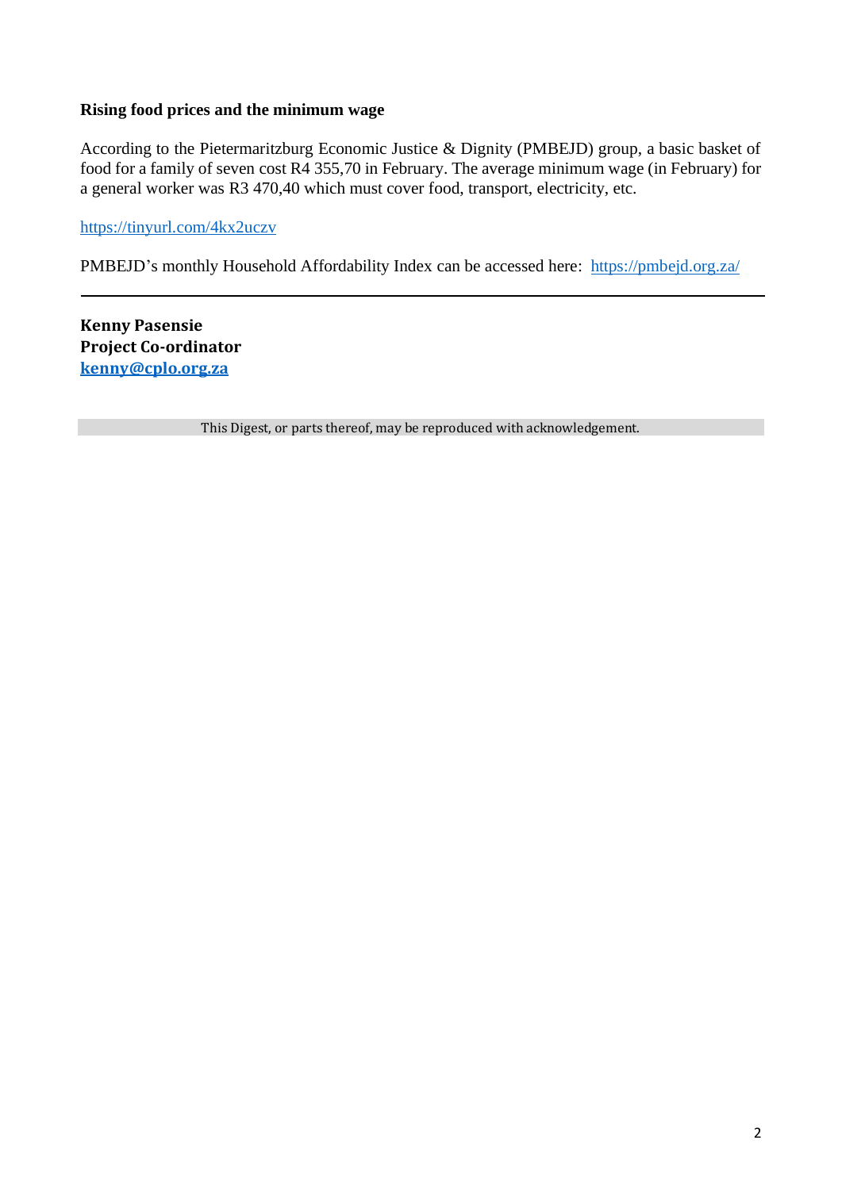**Rising food prices and the minimum wage**

According to the Pietermaritzburg Economic Justice & Dignity (PMBEJD) group, a basic basket of food for a family of seven cost R4 355,70 in February. The average minimum wage (in February) for a general worker was R3 470,40 which must cover food, transport, electricity, etc.

https://tinyurl.com/4kx2uczv

PMBEJD's monthly Household Affordability Index can be accessed here: https://pmbejd.org.za/

---

**Kenny Pasensie**
**Project Co-ordinator**
**kenny@cplo.org.za**

This Digest, or parts thereof, may be reproduced with acknowledgement.